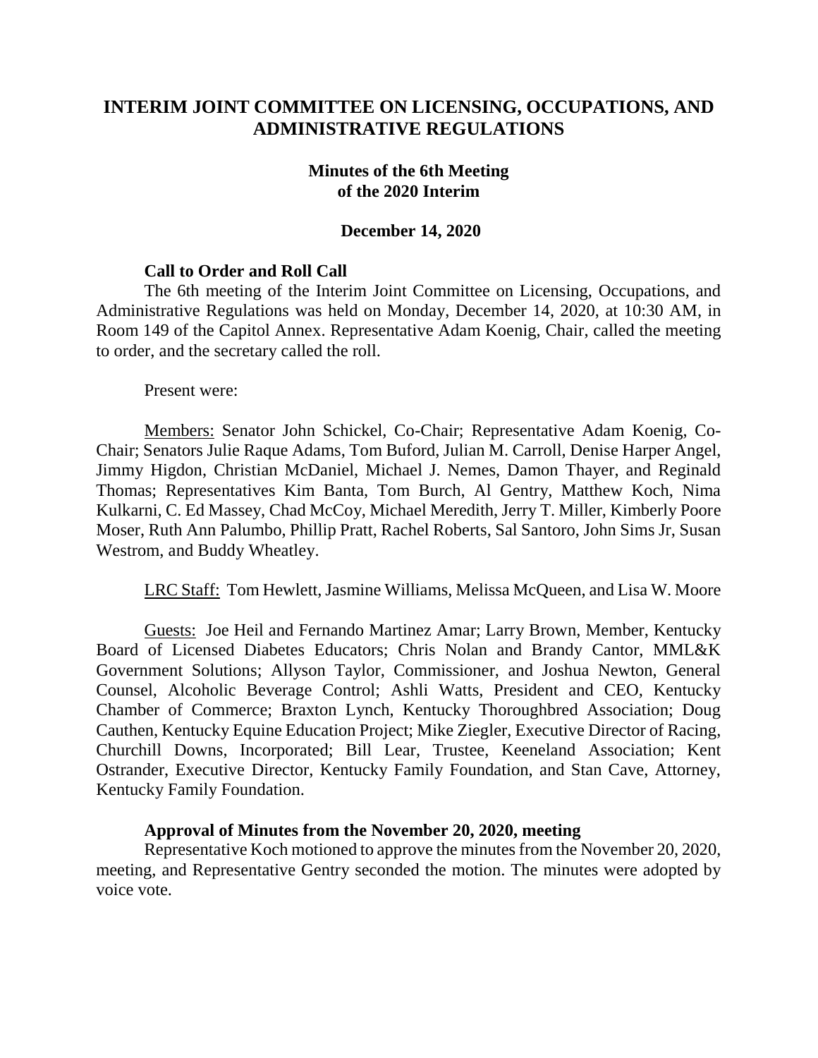# INTERIM JOINT COMMITTEE ON LICENSING, OCCUPATIONS, AND ADMINISTRATIVE REGULATIONS

## Minutes of the 6th Meeting of the 2020 Interim

### December 14, 2020

**Call to Order and Roll Call**

The 6th meeting of the Interim Joint Committee on Licensing, Occupations, and Administrative Regulations was held on Monday, December 14, 2020, at 10:30 AM, in Room 149 of the Capitol Annex. Representative Adam Koenig, Chair, called the meeting to order, and the secretary called the roll.

Present were:

Members: Senator John Schickel, Co-Chair; Representative Adam Koenig, Co-Chair; Senators Julie Raque Adams, Tom Buford, Julian M. Carroll, Denise Harper Angel, Jimmy Higdon, Christian McDaniel, Michael J. Nemes, Damon Thayer, and Reginald Thomas; Representatives Kim Banta, Tom Burch, Al Gentry, Matthew Koch, Nima Kulkarni, C. Ed Massey, Chad McCoy, Michael Meredith, Jerry T. Miller, Kimberly Poore Moser, Ruth Ann Palumbo, Phillip Pratt, Rachel Roberts, Sal Santoro, John Sims Jr, Susan Westrom, and Buddy Wheatley.

LRC Staff: Tom Hewlett, Jasmine Williams, Melissa McQueen, and Lisa W. Moore

Guests: Joe Heil and Fernando Martinez Amar; Larry Brown, Member, Kentucky Board of Licensed Diabetes Educators; Chris Nolan and Brandy Cantor, MML&K Government Solutions; Allyson Taylor, Commissioner, and Joshua Newton, General Counsel, Alcoholic Beverage Control; Ashli Watts, President and CEO, Kentucky Chamber of Commerce; Braxton Lynch, Kentucky Thoroughbred Association; Doug Cauthen, Kentucky Equine Education Project; Mike Ziegler, Executive Director of Racing, Churchill Downs, Incorporated; Bill Lear, Trustee, Keeneland Association; Kent Ostrander, Executive Director, Kentucky Family Foundation, and Stan Cave, Attorney, Kentucky Family Foundation.

**Approval of Minutes from the November 20, 2020, meeting**

Representative Koch motioned to approve the minutes from the November 20, 2020, meeting, and Representative Gentry seconded the motion. The minutes were adopted by voice vote.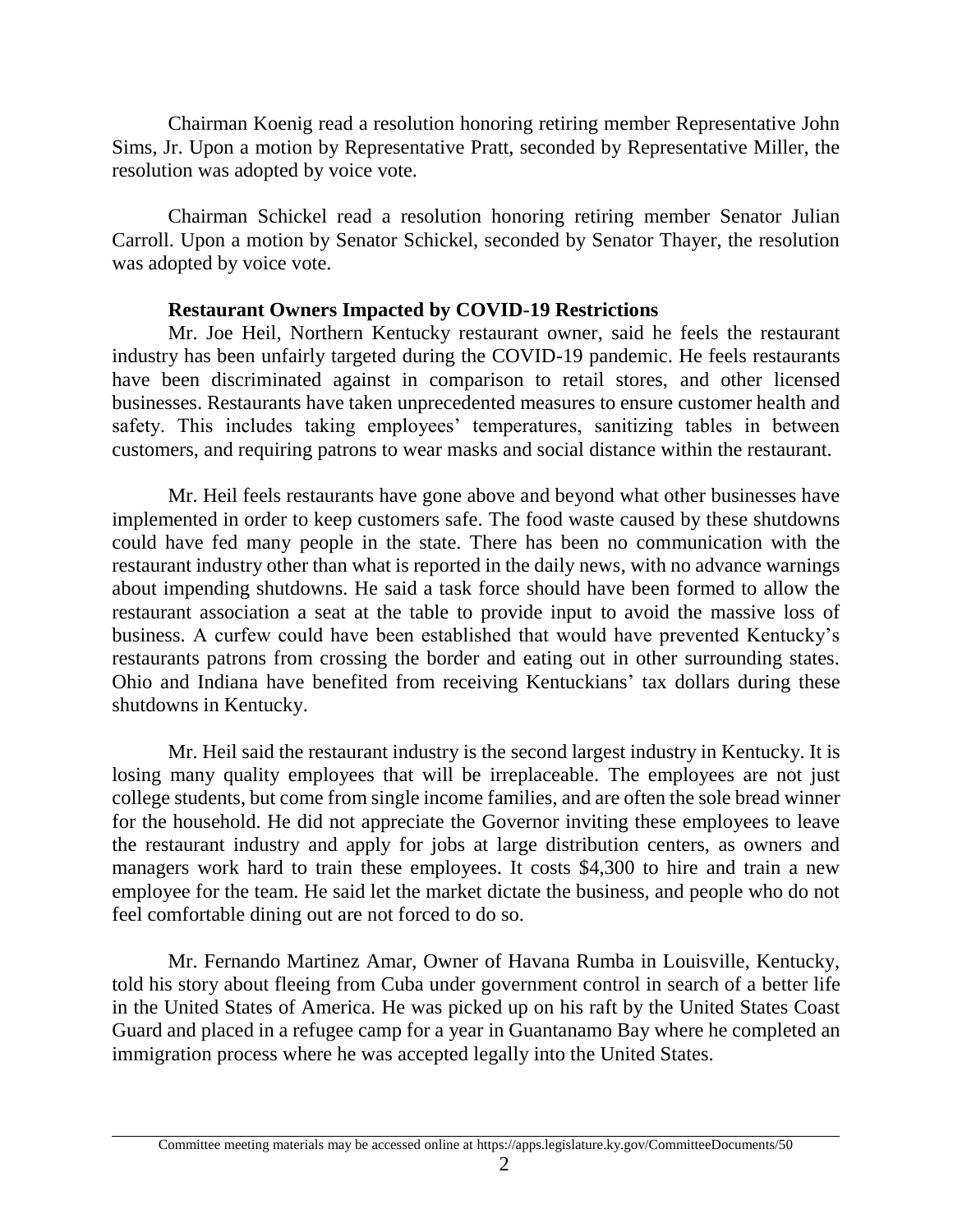Chairman Koenig read a resolution honoring retiring member Representative John Sims, Jr. Upon a motion by Representative Pratt, seconded by Representative Miller, the resolution was adopted by voice vote.

Chairman Schickel read a resolution honoring retiring member Senator Julian Carroll. Upon a motion by Senator Schickel, seconded by Senator Thayer, the resolution was adopted by voice vote.

**Restaurant Owners Impacted by COVID-19 Restrictions**

Mr. Joe Heil, Northern Kentucky restaurant owner, said he feels the restaurant industry has been unfairly targeted during the COVID-19 pandemic. He feels restaurants have been discriminated against in comparison to retail stores, and other licensed businesses. Restaurants have taken unprecedented measures to ensure customer health and safety. This includes taking employees' temperatures, sanitizing tables in between customers, and requiring patrons to wear masks and social distance within the restaurant.

Mr. Heil feels restaurants have gone above and beyond what other businesses have implemented in order to keep customers safe. The food waste caused by these shutdowns could have fed many people in the state. There has been no communication with the restaurant industry other than what is reported in the daily news, with no advance warnings about impending shutdowns. He said a task force should have been formed to allow the restaurant association a seat at the table to provide input to avoid the massive loss of business. A curfew could have been established that would have prevented Kentucky's restaurants patrons from crossing the border and eating out in other surrounding states. Ohio and Indiana have benefited from receiving Kentuckians' tax dollars during these shutdowns in Kentucky.

Mr. Heil said the restaurant industry is the second largest industry in Kentucky. It is losing many quality employees that will be irreplaceable. The employees are not just college students, but come from single income families, and are often the sole bread winner for the household. He did not appreciate the Governor inviting these employees to leave the restaurant industry and apply for jobs at large distribution centers, as owners and managers work hard to train these employees. It costs $4,300 to hire and train a new employee for the team. He said let the market dictate the business, and people who do not feel comfortable dining out are not forced to do so.

Mr. Fernando Martinez Amar, Owner of Havana Rumba in Louisville, Kentucky, told his story about fleeing from Cuba under government control in search of a better life in the United States of America. He was picked up on his raft by the United States Coast Guard and placed in a refugee camp for a year in Guantanamo Bay where he completed an immigration process where he was accepted legally into the United States.

Committee meeting materials may be accessed online at https://apps.legislature.ky.gov/CommitteeDocuments/50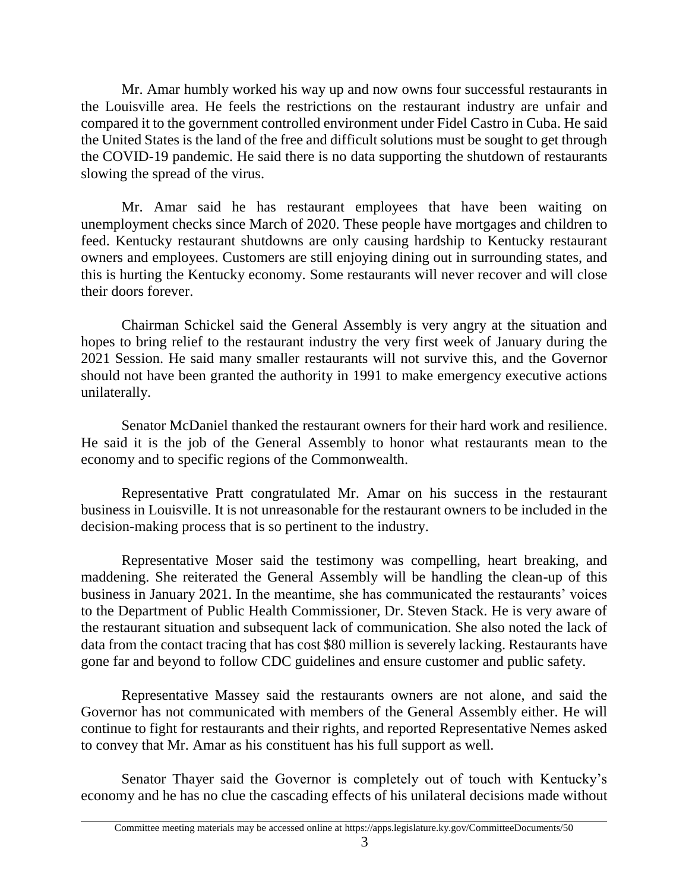Mr. Amar humbly worked his way up and now owns four successful restaurants in the Louisville area. He feels the restrictions on the restaurant industry are unfair and compared it to the government controlled environment under Fidel Castro in Cuba. He said the United States is the land of the free and difficult solutions must be sought to get through the COVID-19 pandemic. He said there is no data supporting the shutdown of restaurants slowing the spread of the virus.

Mr. Amar said he has restaurant employees that have been waiting on unemployment checks since March of 2020. These people have mortgages and children to feed. Kentucky restaurant shutdowns are only causing hardship to Kentucky restaurant owners and employees. Customers are still enjoying dining out in surrounding states, and this is hurting the Kentucky economy. Some restaurants will never recover and will close their doors forever.

Chairman Schickel said the General Assembly is very angry at the situation and hopes to bring relief to the restaurant industry the very first week of January during the 2021 Session. He said many smaller restaurants will not survive this, and the Governor should not have been granted the authority in 1991 to make emergency executive actions unilaterally.

Senator McDaniel thanked the restaurant owners for their hard work and resilience. He said it is the job of the General Assembly to honor what restaurants mean to the economy and to specific regions of the Commonwealth.

Representative Pratt congratulated Mr. Amar on his success in the restaurant business in Louisville. It is not unreasonable for the restaurant owners to be included in the decision-making process that is so pertinent to the industry.

Representative Moser said the testimony was compelling, heart breaking, and maddening. She reiterated the General Assembly will be handling the clean-up of this business in January 2021. In the meantime, she has communicated the restaurants' voices to the Department of Public Health Commissioner, Dr. Steven Stack. He is very aware of the restaurant situation and subsequent lack of communication. She also noted the lack of data from the contact tracing that has cost $80 million is severely lacking. Restaurants have gone far and beyond to follow CDC guidelines and ensure customer and public safety.

Representative Massey said the restaurants owners are not alone, and said the Governor has not communicated with members of the General Assembly either. He will continue to fight for restaurants and their rights, and reported Representative Nemes asked to convey that Mr. Amar as his constituent has his full support as well.

Senator Thayer said the Governor is completely out of touch with Kentucky's economy and he has no clue the cascading effects of his unilateral decisions made without

Committee meeting materials may be accessed online at https://apps.legislature.ky.gov/CommitteeDocuments/50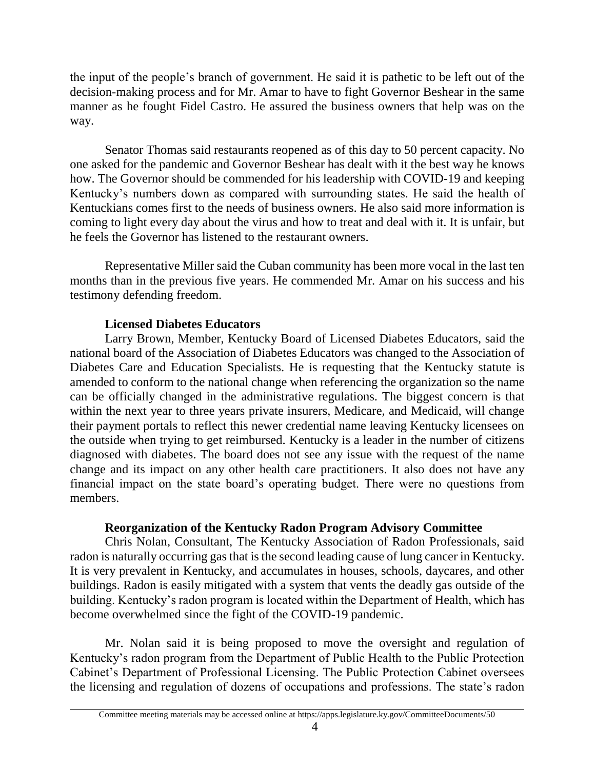the input of the people's branch of government. He said it is pathetic to be left out of the decision-making process and for Mr. Amar to have to fight Governor Beshear in the same manner as he fought Fidel Castro. He assured the business owners that help was on the way.

Senator Thomas said restaurants reopened as of this day to 50 percent capacity. No one asked for the pandemic and Governor Beshear has dealt with it the best way he knows how. The Governor should be commended for his leadership with COVID-19 and keeping Kentucky's numbers down as compared with surrounding states. He said the health of Kentuckians comes first to the needs of business owners. He also said more information is coming to light every day about the virus and how to treat and deal with it. It is unfair, but he feels the Governor has listened to the restaurant owners.

Representative Miller said the Cuban community has been more vocal in the last ten months than in the previous five years. He commended Mr. Amar on his success and his testimony defending freedom.

**Licensed Diabetes Educators**

Larry Brown, Member, Kentucky Board of Licensed Diabetes Educators, said the national board of the Association of Diabetes Educators was changed to the Association of Diabetes Care and Education Specialists. He is requesting that the Kentucky statute is amended to conform to the national change when referencing the organization so the name can be officially changed in the administrative regulations. The biggest concern is that within the next year to three years private insurers, Medicare, and Medicaid, will change their payment portals to reflect this newer credential name leaving Kentucky licensees on the outside when trying to get reimbursed. Kentucky is a leader in the number of citizens diagnosed with diabetes. The board does not see any issue with the request of the name change and its impact on any other health care practitioners. It also does not have any financial impact on the state board's operating budget. There were no questions from members.

**Reorganization of the Kentucky Radon Program Advisory Committee**

Chris Nolan, Consultant, The Kentucky Association of Radon Professionals, said radon is naturally occurring gas that is the second leading cause of lung cancer in Kentucky. It is very prevalent in Kentucky, and accumulates in houses, schools, daycares, and other buildings. Radon is easily mitigated with a system that vents the deadly gas outside of the building. Kentucky's radon program is located within the Department of Health, which has become overwhelmed since the fight of the COVID-19 pandemic.

Mr. Nolan said it is being proposed to move the oversight and regulation of Kentucky's radon program from the Department of Public Health to the Public Protection Cabinet's Department of Professional Licensing. The Public Protection Cabinet oversees the licensing and regulation of dozens of occupations and professions. The state's radon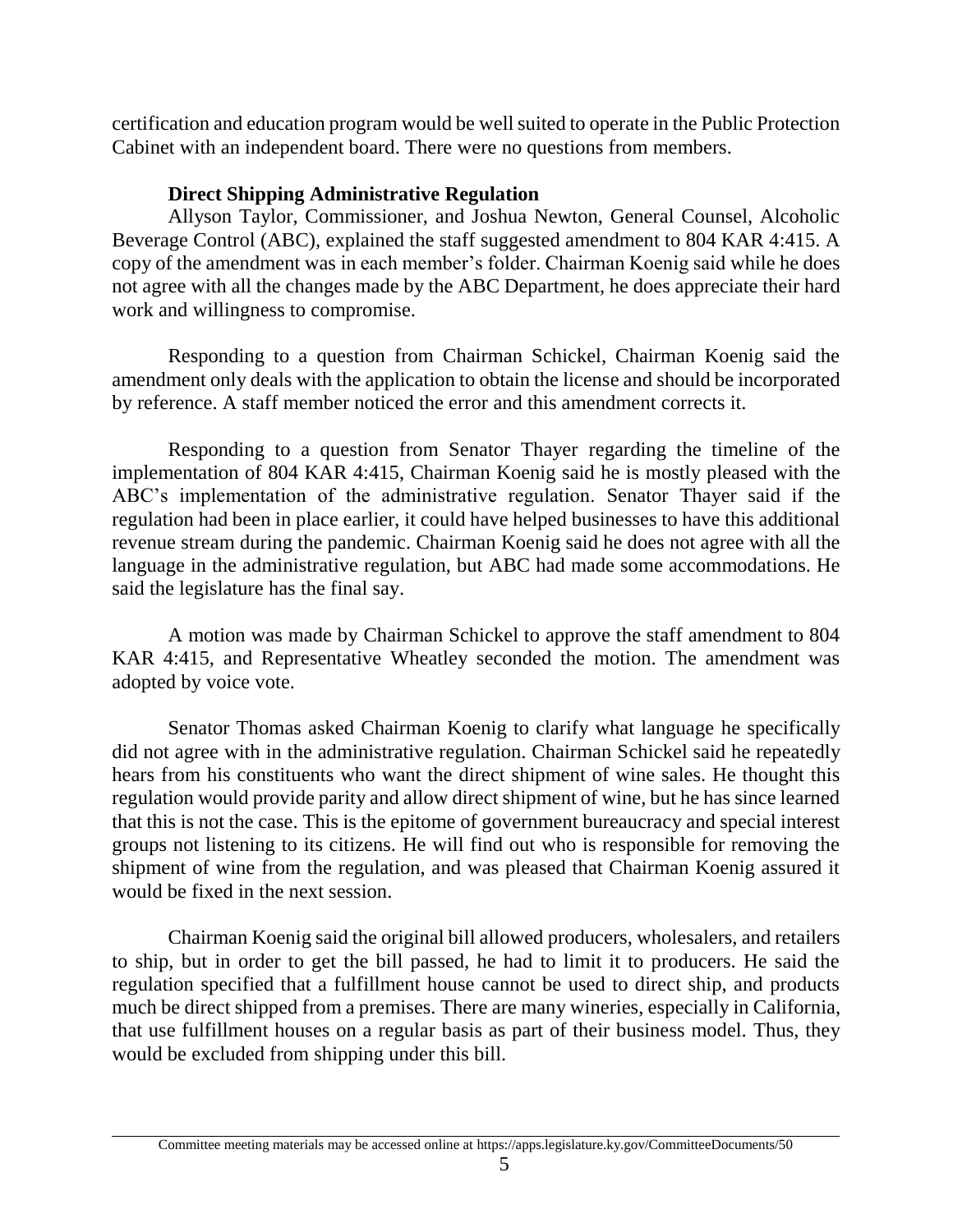certification and education program would be well suited to operate in the Public Protection Cabinet with an independent board. There were no questions from members.

**Direct Shipping Administrative Regulation**

Allyson Taylor, Commissioner, and Joshua Newton, General Counsel, Alcoholic Beverage Control (ABC), explained the staff suggested amendment to 804 KAR 4:415. A copy of the amendment was in each member's folder. Chairman Koenig said while he does not agree with all the changes made by the ABC Department, he does appreciate their hard work and willingness to compromise.

Responding to a question from Chairman Schickel, Chairman Koenig said the amendment only deals with the application to obtain the license and should be incorporated by reference. A staff member noticed the error and this amendment corrects it.

Responding to a question from Senator Thayer regarding the timeline of the implementation of 804 KAR 4:415, Chairman Koenig said he is mostly pleased with the ABC's implementation of the administrative regulation. Senator Thayer said if the regulation had been in place earlier, it could have helped businesses to have this additional revenue stream during the pandemic. Chairman Koenig said he does not agree with all the language in the administrative regulation, but ABC had made some accommodations. He said the legislature has the final say.

A motion was made by Chairman Schickel to approve the staff amendment to 804 KAR 4:415, and Representative Wheatley seconded the motion. The amendment was adopted by voice vote.

Senator Thomas asked Chairman Koenig to clarify what language he specifically did not agree with in the administrative regulation. Chairman Schickel said he repeatedly hears from his constituents who want the direct shipment of wine sales. He thought this regulation would provide parity and allow direct shipment of wine, but he has since learned that this is not the case. This is the epitome of government bureaucracy and special interest groups not listening to its citizens. He will find out who is responsible for removing the shipment of wine from the regulation, and was pleased that Chairman Koenig assured it would be fixed in the next session.

Chairman Koenig said the original bill allowed producers, wholesalers, and retailers to ship, but in order to get the bill passed, he had to limit it to producers. He said the regulation specified that a fulfillment house cannot be used to direct ship, and products much be direct shipped from a premises. There are many wineries, especially in California, that use fulfillment houses on a regular basis as part of their business model. Thus, they would be excluded from shipping under this bill.

Committee meeting materials may be accessed online at https://apps.legislature.ky.gov/CommitteeDocuments/50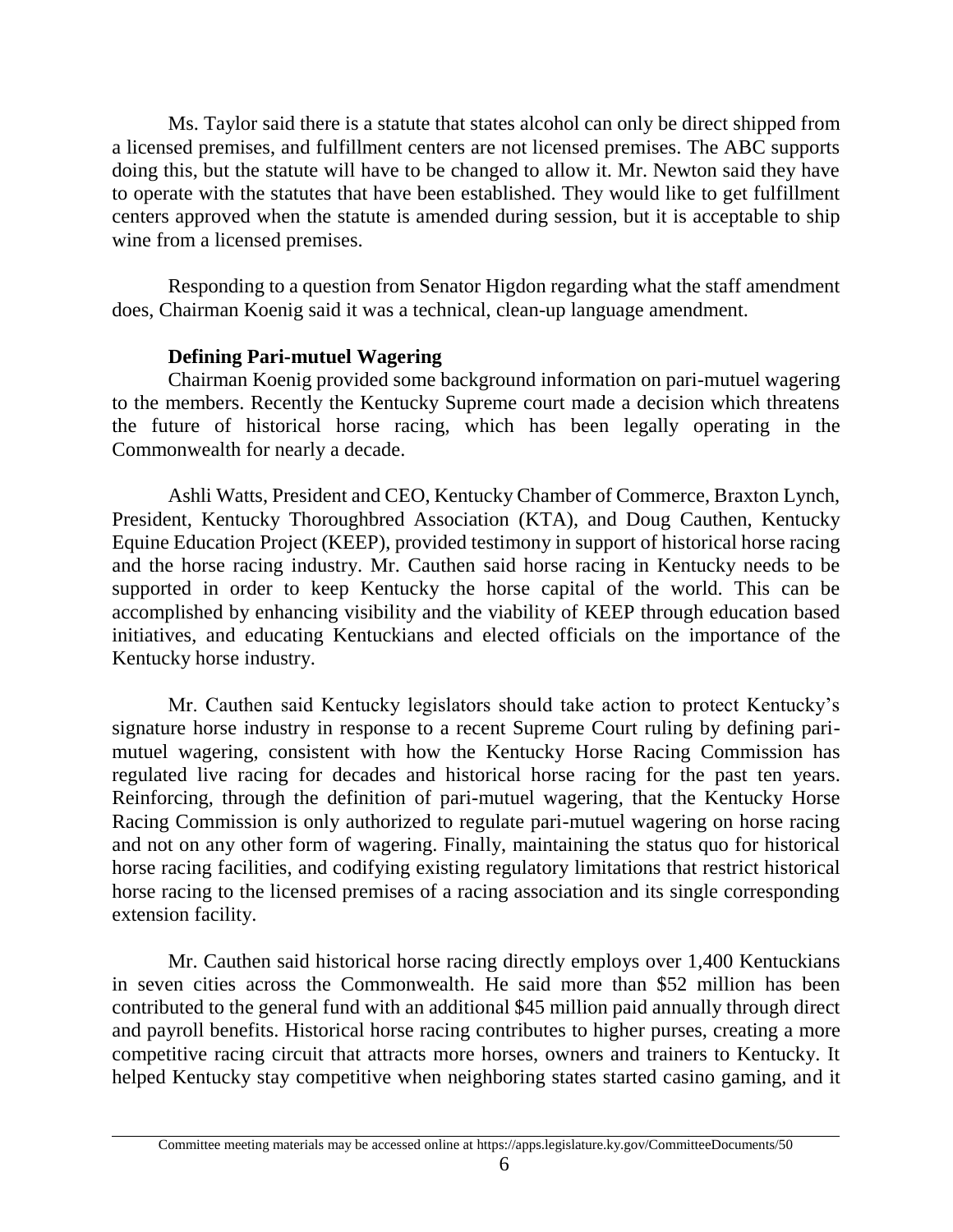Ms. Taylor said there is a statute that states alcohol can only be direct shipped from a licensed premises, and fulfillment centers are not licensed premises. The ABC supports doing this, but the statute will have to be changed to allow it. Mr. Newton said they have to operate with the statutes that have been established. They would like to get fulfillment centers approved when the statute is amended during session, but it is acceptable to ship wine from a licensed premises.

Responding to a question from Senator Higdon regarding what the staff amendment does, Chairman Koenig said it was a technical, clean-up language amendment.

**Defining Pari-mutuel Wagering**

Chairman Koenig provided some background information on pari-mutuel wagering to the members. Recently the Kentucky Supreme court made a decision which threatens the future of historical horse racing, which has been legally operating in the Commonwealth for nearly a decade.

Ashli Watts, President and CEO, Kentucky Chamber of Commerce, Braxton Lynch, President, Kentucky Thoroughbred Association (KTA), and Doug Cauthen, Kentucky Equine Education Project (KEEP), provided testimony in support of historical horse racing and the horse racing industry. Mr. Cauthen said horse racing in Kentucky needs to be supported in order to keep Kentucky the horse capital of the world. This can be accomplished by enhancing visibility and the viability of KEEP through education based initiatives, and educating Kentuckians and elected officials on the importance of the Kentucky horse industry.

Mr. Cauthen said Kentucky legislators should take action to protect Kentucky's signature horse industry in response to a recent Supreme Court ruling by defining pari-mutuel wagering, consistent with how the Kentucky Horse Racing Commission has regulated live racing for decades and historical horse racing for the past ten years. Reinforcing, through the definition of pari-mutuel wagering, that the Kentucky Horse Racing Commission is only authorized to regulate pari-mutuel wagering on horse racing and not on any other form of wagering. Finally, maintaining the status quo for historical horse racing facilities, and codifying existing regulatory limitations that restrict historical horse racing to the licensed premises of a racing association and its single corresponding extension facility.

Mr. Cauthen said historical horse racing directly employs over 1,400 Kentuckians in seven cities across the Commonwealth. He said more than $52 million has been contributed to the general fund with an additional $45 million paid annually through direct and payroll benefits. Historical horse racing contributes to higher purses, creating a more competitive racing circuit that attracts more horses, owners and trainers to Kentucky. It helped Kentucky stay competitive when neighboring states started casino gaming, and it

Committee meeting materials may be accessed online at https://apps.legislature.ky.gov/CommitteeDocuments/50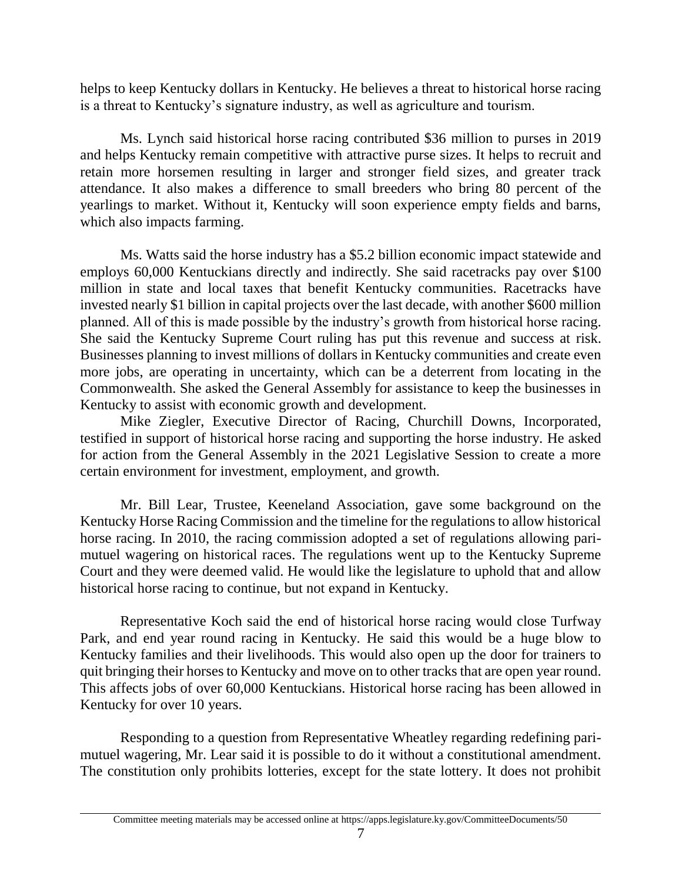helps to keep Kentucky dollars in Kentucky. He believes a threat to historical horse racing is a threat to Kentucky's signature industry, as well as agriculture and tourism.

Ms. Lynch said historical horse racing contributed $36 million to purses in 2019 and helps Kentucky remain competitive with attractive purse sizes. It helps to recruit and retain more horsemen resulting in larger and stronger field sizes, and greater track attendance. It also makes a difference to small breeders who bring 80 percent of the yearlings to market. Without it, Kentucky will soon experience empty fields and barns, which also impacts farming.

Ms. Watts said the horse industry has a $5.2 billion economic impact statewide and employs 60,000 Kentuckians directly and indirectly. She said racetracks pay over $100 million in state and local taxes that benefit Kentucky communities. Racetracks have invested nearly $1 billion in capital projects over the last decade, with another $600 million planned. All of this is made possible by the industry's growth from historical horse racing. She said the Kentucky Supreme Court ruling has put this revenue and success at risk. Businesses planning to invest millions of dollars in Kentucky communities and create even more jobs, are operating in uncertainty, which can be a deterrent from locating in the Commonwealth. She asked the General Assembly for assistance to keep the businesses in Kentucky to assist with economic growth and development.

Mike Ziegler, Executive Director of Racing, Churchill Downs, Incorporated, testified in support of historical horse racing and supporting the horse industry. He asked for action from the General Assembly in the 2021 Legislative Session to create a more certain environment for investment, employment, and growth.

Mr. Bill Lear, Trustee, Keeneland Association, gave some background on the Kentucky Horse Racing Commission and the timeline for the regulations to allow historical horse racing. In 2010, the racing commission adopted a set of regulations allowing pari-mutuel wagering on historical races. The regulations went up to the Kentucky Supreme Court and they were deemed valid. He would like the legislature to uphold that and allow historical horse racing to continue, but not expand in Kentucky.

Representative Koch said the end of historical horse racing would close Turfway Park, and end year round racing in Kentucky. He said this would be a huge blow to Kentucky families and their livelihoods. This would also open up the door for trainers to quit bringing their horses to Kentucky and move on to other tracks that are open year round. This affects jobs of over 60,000 Kentuckians. Historical horse racing has been allowed in Kentucky for over 10 years.

Responding to a question from Representative Wheatley regarding redefining pari-mutuel wagering, Mr. Lear said it is possible to do it without a constitutional amendment. The constitution only prohibits lotteries, except for the state lottery. It does not prohibit

Committee meeting materials may be accessed online at https://apps.legislature.ky.gov/CommitteeDocuments/50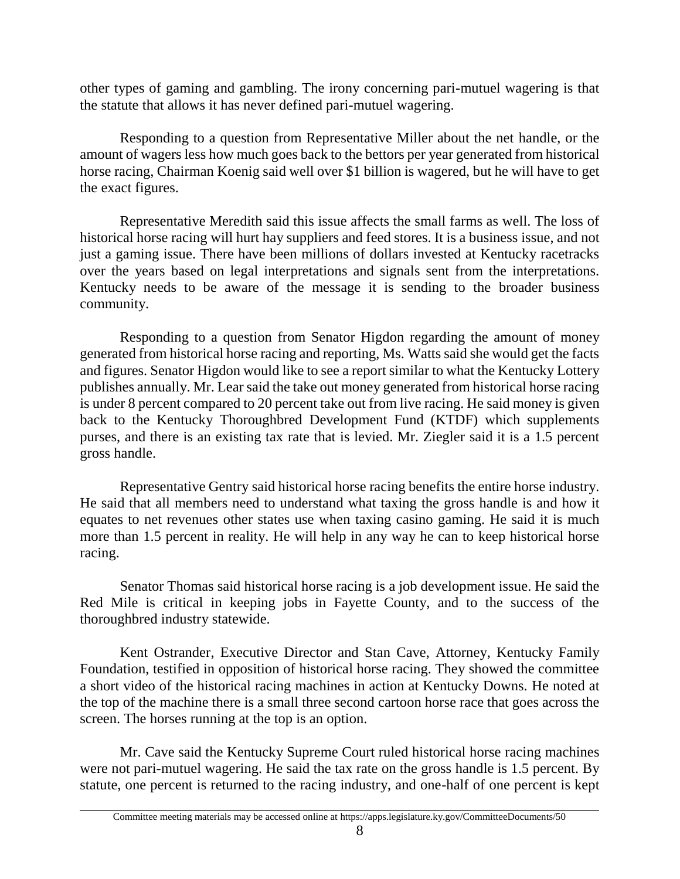other types of gaming and gambling. The irony concerning pari-mutuel wagering is that the statute that allows it has never defined pari-mutuel wagering.

Responding to a question from Representative Miller about the net handle, or the amount of wagers less how much goes back to the bettors per year generated from historical horse racing, Chairman Koenig said well over $1 billion is wagered, but he will have to get the exact figures.

Representative Meredith said this issue affects the small farms as well. The loss of historical horse racing will hurt hay suppliers and feed stores. It is a business issue, and not just a gaming issue. There have been millions of dollars invested at Kentucky racetracks over the years based on legal interpretations and signals sent from the interpretations. Kentucky needs to be aware of the message it is sending to the broader business community.

Responding to a question from Senator Higdon regarding the amount of money generated from historical horse racing and reporting, Ms. Watts said she would get the facts and figures. Senator Higdon would like to see a report similar to what the Kentucky Lottery publishes annually. Mr. Lear said the take out money generated from historical horse racing is under 8 percent compared to 20 percent take out from live racing. He said money is given back to the Kentucky Thoroughbred Development Fund (KTDF) which supplements purses, and there is an existing tax rate that is levied. Mr. Ziegler said it is a 1.5 percent gross handle.

Representative Gentry said historical horse racing benefits the entire horse industry. He said that all members need to understand what taxing the gross handle is and how it equates to net revenues other states use when taxing casino gaming. He said it is much more than 1.5 percent in reality. He will help in any way he can to keep historical horse racing.

Senator Thomas said historical horse racing is a job development issue. He said the Red Mile is critical in keeping jobs in Fayette County, and to the success of the thoroughbred industry statewide.

Kent Ostrander, Executive Director and Stan Cave, Attorney, Kentucky Family Foundation, testified in opposition of historical horse racing. They showed the committee a short video of the historical racing machines in action at Kentucky Downs. He noted at the top of the machine there is a small three second cartoon horse race that goes across the screen. The horses running at the top is an option.

Mr. Cave said the Kentucky Supreme Court ruled historical horse racing machines were not pari-mutuel wagering. He said the tax rate on the gross handle is 1.5 percent. By statute, one percent is returned to the racing industry, and one-half of one percent is kept

Committee meeting materials may be accessed online at https://apps.legislature.ky.gov/CommitteeDocuments/50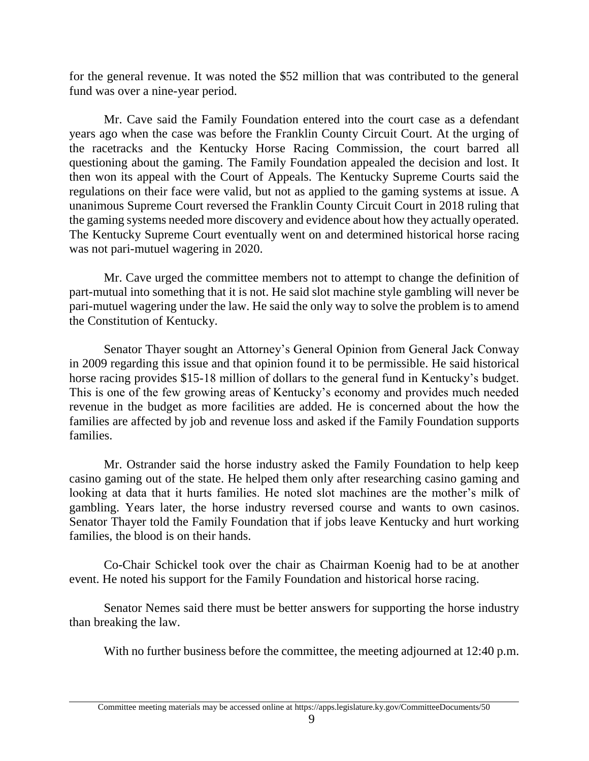for the general revenue. It was noted the $52 million that was contributed to the general fund was over a nine-year period.

Mr. Cave said the Family Foundation entered into the court case as a defendant years ago when the case was before the Franklin County Circuit Court. At the urging of the racetracks and the Kentucky Horse Racing Commission, the court barred all questioning about the gaming. The Family Foundation appealed the decision and lost. It then won its appeal with the Court of Appeals. The Kentucky Supreme Courts said the regulations on their face were valid, but not as applied to the gaming systems at issue. A unanimous Supreme Court reversed the Franklin County Circuit Court in 2018 ruling that the gaming systems needed more discovery and evidence about how they actually operated. The Kentucky Supreme Court eventually went on and determined historical horse racing was not pari-mutuel wagering in 2020.

Mr. Cave urged the committee members not to attempt to change the definition of part-mutual into something that it is not. He said slot machine style gambling will never be pari-mutuel wagering under the law. He said the only way to solve the problem is to amend the Constitution of Kentucky.

Senator Thayer sought an Attorney's General Opinion from General Jack Conway in 2009 regarding this issue and that opinion found it to be permissible. He said historical horse racing provides $15-18 million of dollars to the general fund in Kentucky's budget. This is one of the few growing areas of Kentucky's economy and provides much needed revenue in the budget as more facilities are added. He is concerned about the how the families are affected by job and revenue loss and asked if the Family Foundation supports families.

Mr. Ostrander said the horse industry asked the Family Foundation to help keep casino gaming out of the state. He helped them only after researching casino gaming and looking at data that it hurts families. He noted slot machines are the mother's milk of gambling. Years later, the horse industry reversed course and wants to own casinos. Senator Thayer told the Family Foundation that if jobs leave Kentucky and hurt working families, the blood is on their hands.

Co-Chair Schickel took over the chair as Chairman Koenig had to be at another event. He noted his support for the Family Foundation and historical horse racing.

Senator Nemes said there must be better answers for supporting the horse industry than breaking the law.

With no further business before the committee, the meeting adjourned at 12:40 p.m.

Committee meeting materials may be accessed online at https://apps.legislature.ky.gov/CommitteeDocuments/50